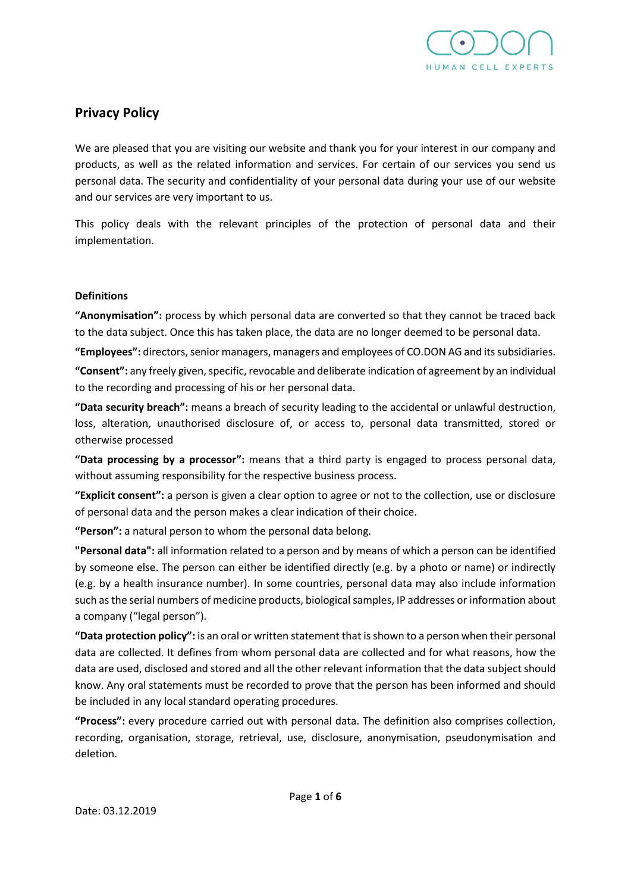# Privacy Policy

We are pleased that you are visiting our website and thank you for your interest in our company and products, as well as the related information and services. For certain of our services you send us personal data. The security and confidentiality of your personal data during your use of our website and our services are very important to us.

This policy deals with the relevant principles of the protection of personal data and their implementation.

## Definitions

**"Anonymisation":** process by which personal data are converted so that they cannot be traced back to the data subject. Once this has taken place, the data are no longer deemed to be personal data.

**"Employees":** directors, senior managers, managers and employees of CO.DON AG and its subsidiaries.

**"Consent":** any freely given, specific, revocable and deliberate indication of agreement by an individual to the recording and processing of his or her personal data.

**"Data security breach":** means a breach of security leading to the accidental or unlawful destruction, loss, alteration, unauthorised disclosure of, or access to, personal data transmitted, stored or otherwise processed

**"Data processing by a processor":** means that a third party is engaged to process personal data, without assuming responsibility for the respective business process.

**"Explicit consent":** a person is given a clear option to agree or not to the collection, use or disclosure of personal data and the person makes a clear indication of their choice.

**"Person":** a natural person to whom the personal data belong.

**"Personal data":** all information related to a person and by means of which a person can be identified by someone else. The person can either be identified directly (e.g. by a photo or name) or indirectly (e.g. by a health insurance number). In some countries, personal data may also include information such as the serial numbers of medicine products, biological samples, IP addresses or information about a company ("legal person").

**"Data protection policy":** is an oral or written statement that is shown to a person when their personal data are collected. It defines from whom personal data are collected and for what reasons, how the data are used, disclosed and stored and all the other relevant information that the data subject should know. Any oral statements must be recorded to prove that the person has been informed and should be included in any local standard operating procedures.

**"Process":** every procedure carried out with personal data. The definition also comprises collection, recording, organisation, storage, retrieval, use, disclosure, anonymisation, pseudonymisation and deletion.

Date: 03.12.2019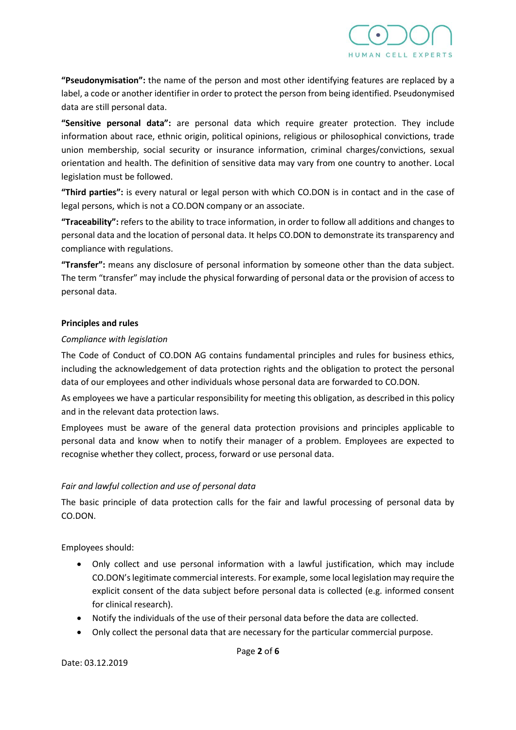**"Pseudonymisation":** the name of the person and most other identifying features are replaced by a label, a code or another identifier in order to protect the person from being identified. Pseudonymised data are still personal data.

**"Sensitive personal data":** are personal data which require greater protection. They include information about race, ethnic origin, political opinions, religious or philosophical convictions, trade union membership, social security or insurance information, criminal charges/convictions, sexual orientation and health. The definition of sensitive data may vary from one country to another. Local legislation must be followed.

**"Third parties":** is every natural or legal person with which CO.DON is in contact and in the case of legal persons, which is not a CO.DON company or an associate.

**"Traceability":** refers to the ability to trace information, in order to follow all additions and changes to personal data and the location of personal data. It helps CO.DON to demonstrate its transparency and compliance with regulations.

**"Transfer":** means any disclosure of personal information by someone other than the data subject. The term "transfer" may include the physical forwarding of personal data or the provision of access to personal data.

**Principles and rules**

*Compliance with legislation*

The Code of Conduct of CO.DON AG contains fundamental principles and rules for business ethics, including the acknowledgement of data protection rights and the obligation to protect the personal data of our employees and other individuals whose personal data are forwarded to CO.DON.

As employees we have a particular responsibility for meeting this obligation, as described in this policy and in the relevant data protection laws.

Employees must be aware of the general data protection provisions and principles applicable to personal data and know when to notify their manager of a problem. Employees are expected to recognise whether they collect, process, forward or use personal data.

*Fair and lawful collection and use of personal data*

The basic principle of data protection calls for the fair and lawful processing of personal data by CO.DON.

Employees should:

- Only collect and use personal information with a lawful justification, which may include CO.DON's legitimate commercial interests. For example, some local legislation may require the explicit consent of the data subject before personal data is collected (e.g. informed consent for clinical research).
- Notify the individuals of the use of their personal data before the data are collected.
- Only collect the personal data that are necessary for the particular commercial purpose.

Date: 03.12.2019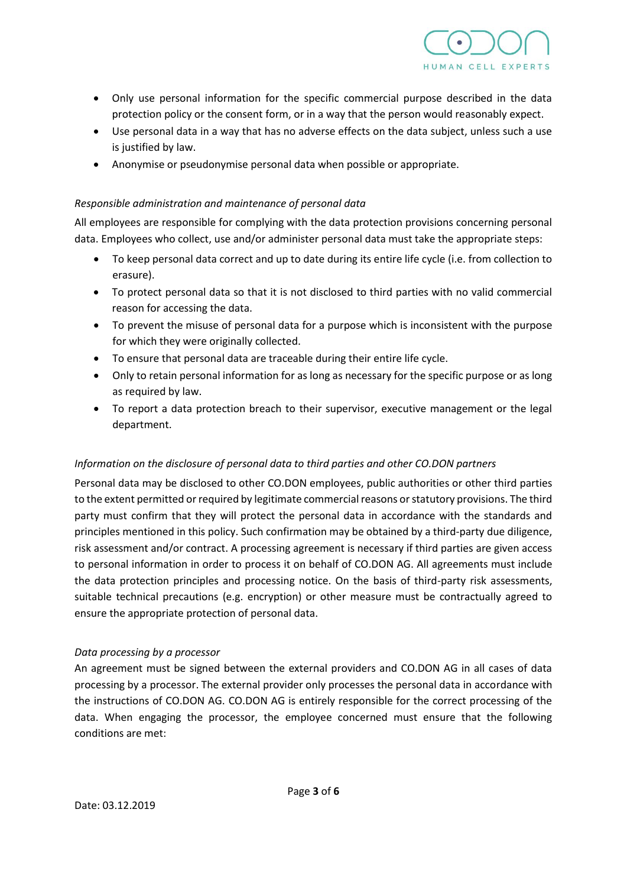- Only use personal information for the specific commercial purpose described in the data protection policy or the consent form, or in a way that the person would reasonably expect.
- Use personal data in a way that has no adverse effects on the data subject, unless such a use is justified by law.
- Anonymise or pseudonymise personal data when possible or appropriate.

*Responsible administration and maintenance of personal data*

All employees are responsible for complying with the data protection provisions concerning personal data. Employees who collect, use and/or administer personal data must take the appropriate steps:

- To keep personal data correct and up to date during its entire life cycle (i.e. from collection to erasure).
- To protect personal data so that it is not disclosed to third parties with no valid commercial reason for accessing the data.
- To prevent the misuse of personal data for a purpose which is inconsistent with the purpose for which they were originally collected.
- To ensure that personal data are traceable during their entire life cycle.
- Only to retain personal information for as long as necessary for the specific purpose or as long as required by law.
- To report a data protection breach to their supervisor, executive management or the legal department.

*Information on the disclosure of personal data to third parties and other CO.DON partners*

Personal data may be disclosed to other CO.DON employees, public authorities or other third parties to the extent permitted or required by legitimate commercial reasons or statutory provisions. The third party must confirm that they will protect the personal data in accordance with the standards and principles mentioned in this policy. Such confirmation may be obtained by a third-party due diligence, risk assessment and/or contract. A processing agreement is necessary if third parties are given access to personal information in order to process it on behalf of CO.DON AG. All agreements must include the data protection principles and processing notice. On the basis of third-party risk assessments, suitable technical precautions (e.g. encryption) or other measure must be contractually agreed to ensure the appropriate protection of personal data.

*Data processing by a processor*

An agreement must be signed between the external providers and CO.DON AG in all cases of data processing by a processor. The external provider only processes the personal data in accordance with the instructions of CO.DON AG. CO.DON AG is entirely responsible for the correct processing of the data. When engaging the processor, the employee concerned must ensure that the following conditions are met: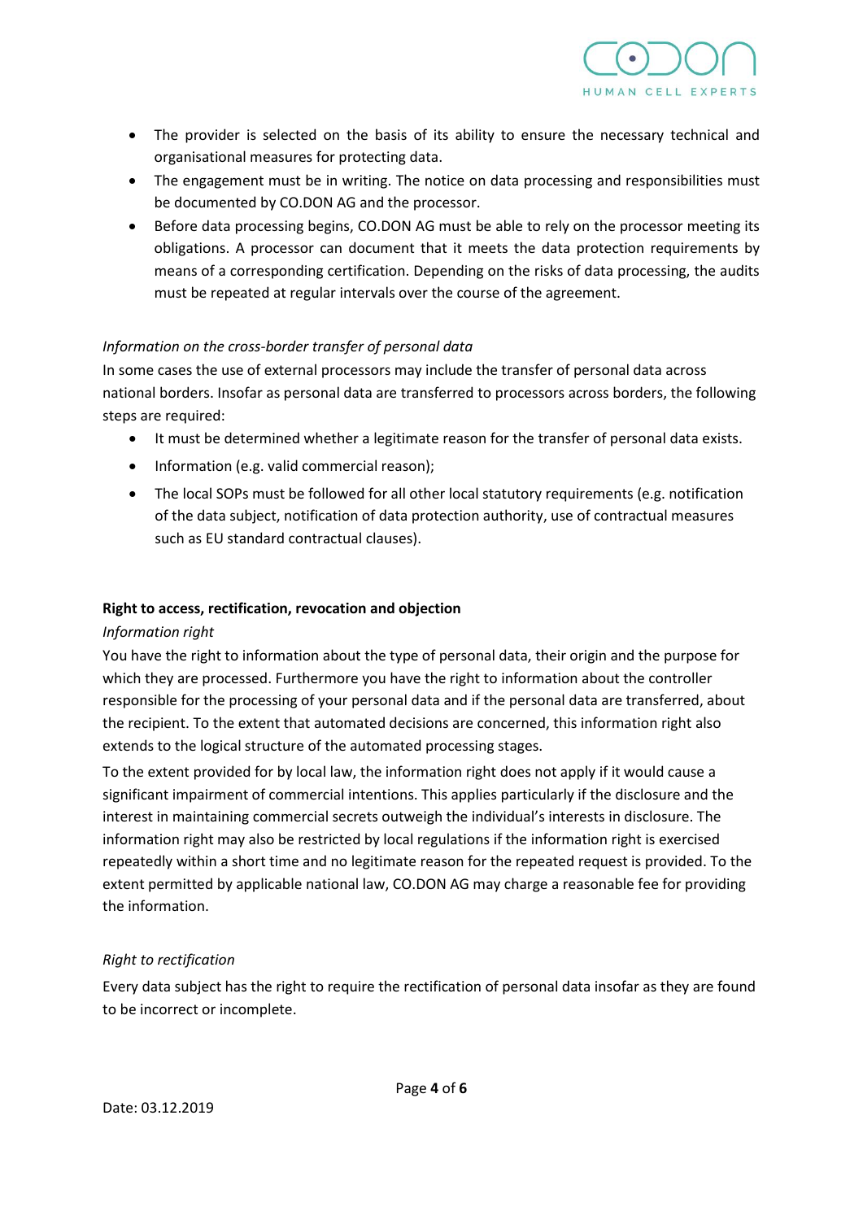- The provider is selected on the basis of its ability to ensure the necessary technical and organisational measures for protecting data.
- The engagement must be in writing. The notice on data processing and responsibilities must be documented by CO.DON AG and the processor.
- Before data processing begins, CO.DON AG must be able to rely on the processor meeting its obligations. A processor can document that it meets the data protection requirements by means of a corresponding certification. Depending on the risks of data processing, the audits must be repeated at regular intervals over the course of the agreement.

*Information on the cross-border transfer of personal data*

In some cases the use of external processors may include the transfer of personal data across national borders. Insofar as personal data are transferred to processors across borders, the following steps are required:

- It must be determined whether a legitimate reason for the transfer of personal data exists.
- Information (e.g. valid commercial reason);
- The local SOPs must be followed for all other local statutory requirements (e.g. notification of the data subject, notification of data protection authority, use of contractual measures such as EU standard contractual clauses).

**Right to access, rectification, revocation and objection**

*Information right*

You have the right to information about the type of personal data, their origin and the purpose for which they are processed. Furthermore you have the right to information about the controller responsible for the processing of your personal data and if the personal data are transferred, about the recipient. To the extent that automated decisions are concerned, this information right also extends to the logical structure of the automated processing stages.

To the extent provided for by local law, the information right does not apply if it would cause a significant impairment of commercial intentions. This applies particularly if the disclosure and the interest in maintaining commercial secrets outweigh the individual's interests in disclosure. The information right may also be restricted by local regulations if the information right is exercised repeatedly within a short time and no legitimate reason for the repeated request is provided. To the extent permitted by applicable national law, CO.DON AG may charge a reasonable fee for providing the information.

*Right to rectification*

Every data subject has the right to require the rectification of personal data insofar as they are found to be incorrect or incomplete.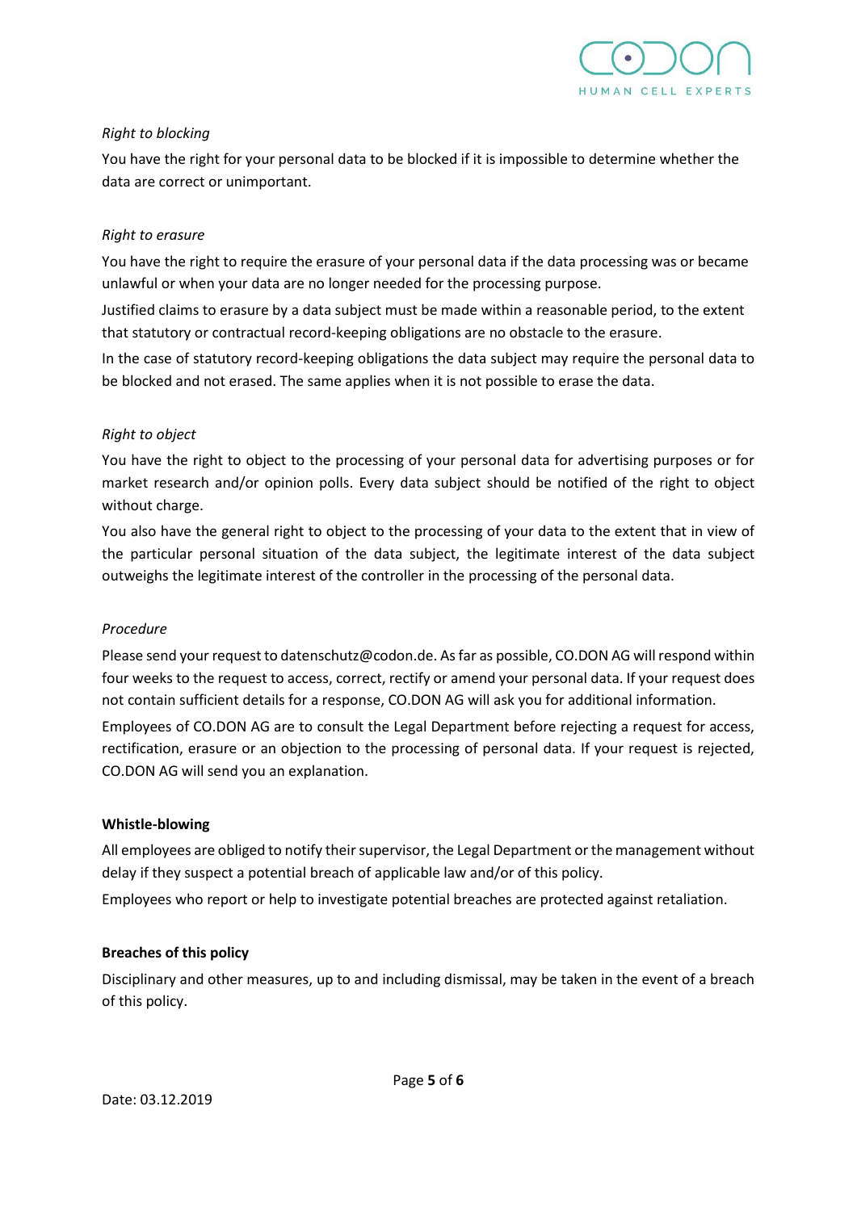*Right to blocking*

You have the right for your personal data to be blocked if it is impossible to determine whether the data are correct or unimportant.

*Right to erasure*

You have the right to require the erasure of your personal data if the data processing was or became unlawful or when your data are no longer needed for the processing purpose.

Justified claims to erasure by a data subject must be made within a reasonable period, to the extent that statutory or contractual record-keeping obligations are no obstacle to the erasure.

In the case of statutory record-keeping obligations the data subject may require the personal data to be blocked and not erased. The same applies when it is not possible to erase the data.

*Right to object*

You have the right to object to the processing of your personal data for advertising purposes or for market research and/or opinion polls. Every data subject should be notified of the right to object without charge.

You also have the general right to object to the processing of your data to the extent that in view of the particular personal situation of the data subject, the legitimate interest of the data subject outweighs the legitimate interest of the controller in the processing of the personal data.

*Procedure*

Please send your request to datenschutz@codon.de. As far as possible, CO.DON AG will respond within four weeks to the request to access, correct, rectify or amend your personal data. If your request does not contain sufficient details for a response, CO.DON AG will ask you for additional information.

Employees of CO.DON AG are to consult the Legal Department before rejecting a request for access, rectification, erasure or an objection to the processing of personal data. If your request is rejected, CO.DON AG will send you an explanation.

**Whistle-blowing**

All employees are obliged to notify their supervisor, the Legal Department or the management without delay if they suspect a potential breach of applicable law and/or of this policy.

Employees who report or help to investigate potential breaches are protected against retaliation.

**Breaches of this policy**

Disciplinary and other measures, up to and including dismissal, may be taken in the event of a breach of this policy.

Date: 03.12.2019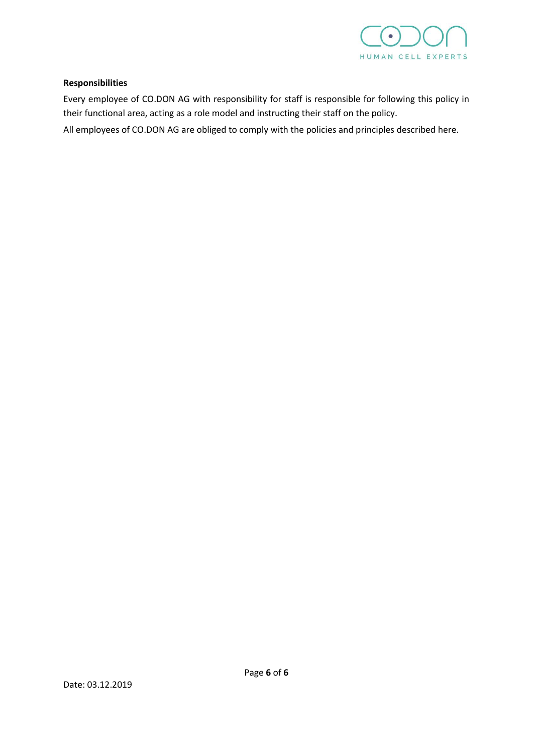**Responsibilities**

Every employee of CO.DON AG with responsibility for staff is responsible for following this policy in their functional area, acting as a role model and instructing their staff on the policy.

All employees of CO.DON AG are obliged to comply with the policies and principles described here.

Date: 03.12.2019